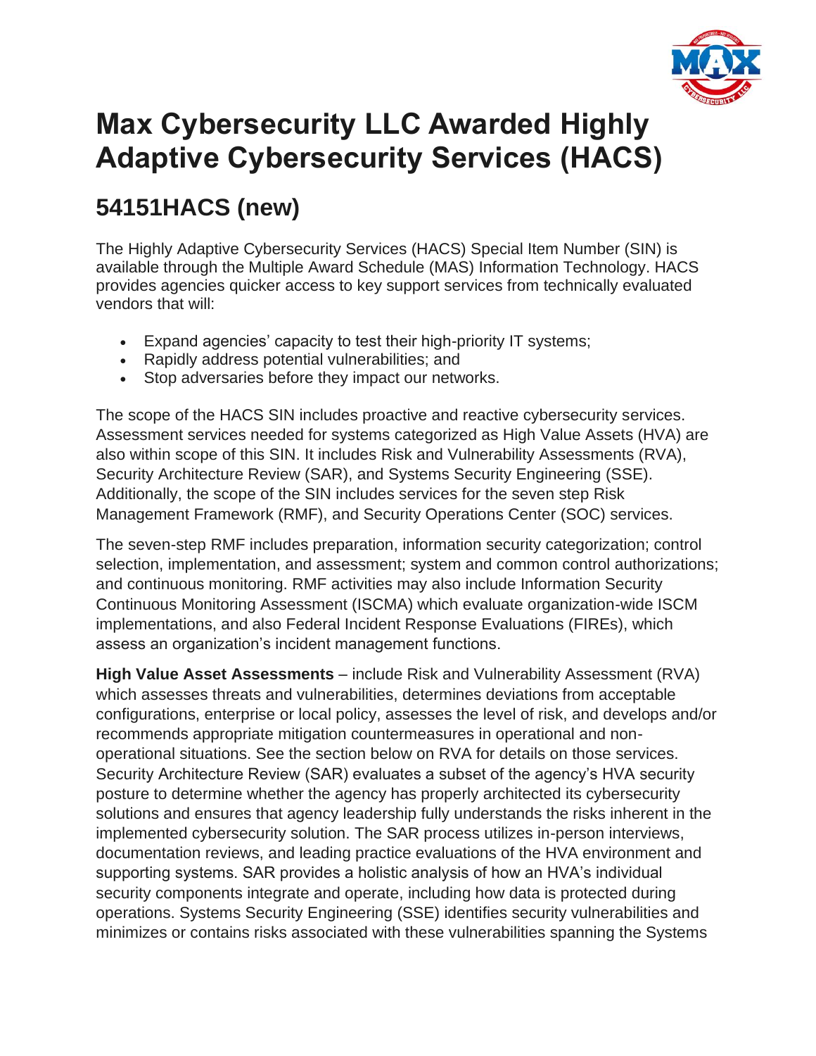# Max Cybersecurity LLC Awarded Highly Adaptive Cybersecurity Services (HACS)

## 54151HACS (new)

The Highly Adaptive Cybersecurity Services (HACS) Special Item Number (SIN) is available through the Multiple Award Schedule (MAS) Information Technology. HACS provides agencies quicker access to key support services from technically evaluated vendors that will:

- Expand agencies' capacity to test their high-priority IT systems;
- Rapidly address potential vulnerabilities; and
- Stop adversaries before they impact our networks.

The scope of the HACS SIN includes proactive and reactive cybersecurity services. Assessment services needed for systems categorized as High Value Assets (HVA) are also within scope of this SIN. It includes Risk and Vulnerability Assessments (RVA), Security Architecture Review (SAR), and Systems Security Engineering (SSE). Additionally, the scope of the SIN includes services for the seven step Risk Management Framework (RMF), and Security Operations Center (SOC) services.

The seven-step RMF includes preparation, information security categorization; control selection, implementation, and assessment; system and common control authorizations; and continuous monitoring. RMF activities may also include Information Security Continuous Monitoring Assessment (ISCMA) which evaluate organization-wide ISCM implementations, and also Federal Incident Response Evaluations (FIREs), which assess an organization's incident management functions.

**High Value Asset Assessments** – include Risk and Vulnerability Assessment (RVA) which assesses threats and vulnerabilities, determines deviations from acceptable configurations, enterprise or local policy, assesses the level of risk, and develops and/or recommends appropriate mitigation countermeasures in operational and non-operational situations. See the section below on RVA for details on those services. Security Architecture Review (SAR) evaluates a subset of the agency's HVA security posture to determine whether the agency has properly architected its cybersecurity solutions and ensures that agency leadership fully understands the risks inherent in the implemented cybersecurity solution. The SAR process utilizes in-person interviews, documentation reviews, and leading practice evaluations of the HVA environment and supporting systems. SAR provides a holistic analysis of how an HVA's individual security components integrate and operate, including how data is protected during operations. Systems Security Engineering (SSE) identifies security vulnerabilities and minimizes or contains risks associated with these vulnerabilities spanning the Systems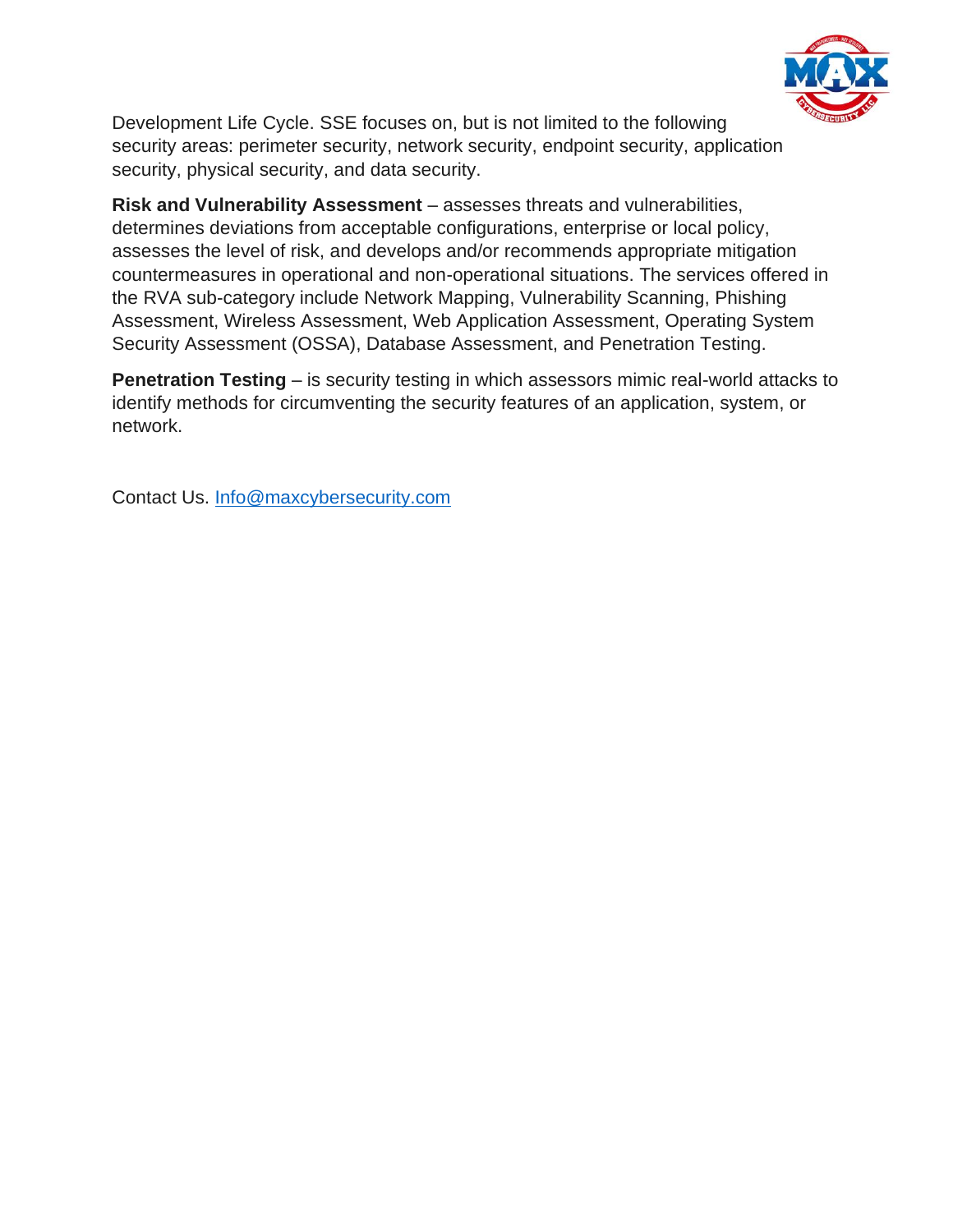Development Life Cycle. SSE focuses on, but is not limited to the following security areas: perimeter security, network security, endpoint security, application security, physical security, and data security.

**Risk and Vulnerability Assessment** – assesses threats and vulnerabilities, determines deviations from acceptable configurations, enterprise or local policy, assesses the level of risk, and develops and/or recommends appropriate mitigation countermeasures in operational and non-operational situations. The services offered in the RVA sub-category include Network Mapping, Vulnerability Scanning, Phishing Assessment, Wireless Assessment, Web Application Assessment, Operating System Security Assessment (OSSA), Database Assessment, and Penetration Testing.

**Penetration Testing** – is security testing in which assessors mimic real-world attacks to identify methods for circumventing the security features of an application, system, or network.

Contact Us. [Info@maxcybersecurity.com](mailto:Info@maxcybersecurity.com)